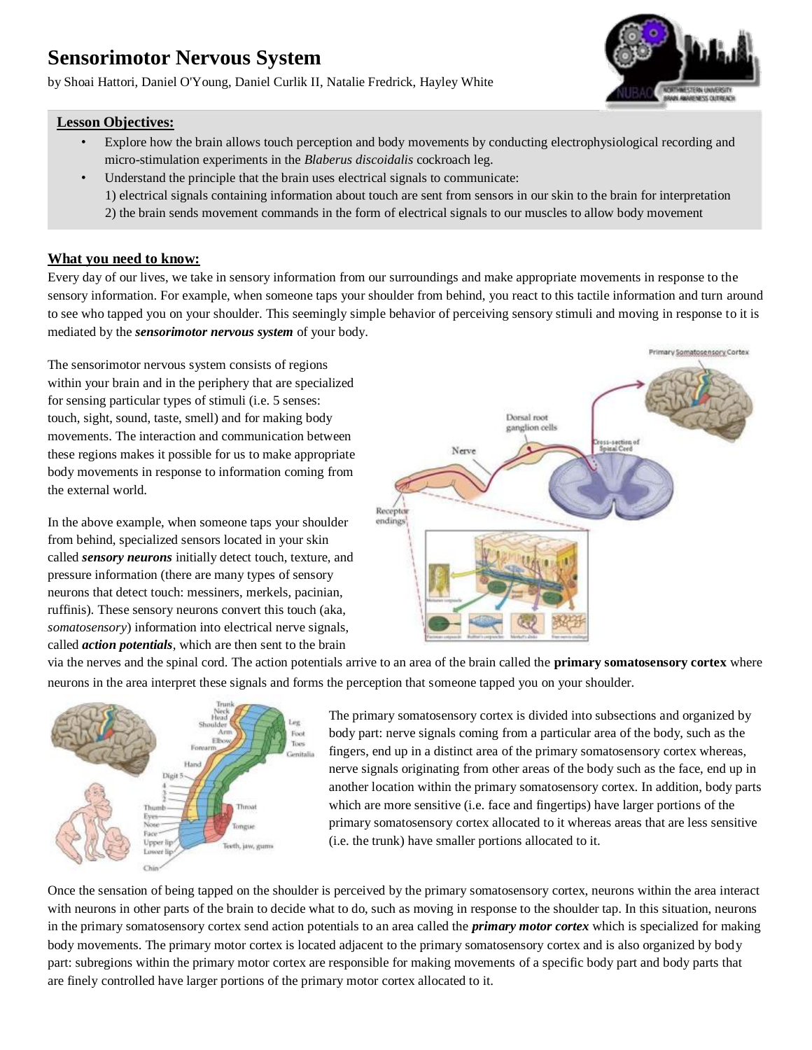# Sensorimotor Nervous System

by Shoai Hattori, Daniel O'Young, Daniel Curlik II, Natalie Fredrick, Hayley White

**Lesson Objectives:**

- Explore how the brain allows touch perception and body movements by conducting electrophysiological recording and micro-stimulation experiments in the *Blaberus discoidalis* cockroach leg.
- Understand the principle that the brain uses electrical signals to communicate:
  1) electrical signals containing information about touch are sent from sensors in our skin to the brain for interpretation
  2) the brain sends movement commands in the form of electrical signals to our muscles to allow body movement

## What you need to know:

Every day of our lives, we take in sensory information from our surroundings and make appropriate movements in response to the sensory information. For example, when someone taps your shoulder from behind, you react to this tactile information and turn around to see who tapped you on your shoulder. This seemingly simple behavior of perceiving sensory stimuli and moving in response to it is mediated by the ***sensorimotor nervous system*** of your body.

The sensorimotor nervous system consists of regions within your brain and in the periphery that are specialized for sensing particular types of stimuli (i.e. 5 senses: touch, sight, sound, taste, smell) and for making body movements. The interaction and communication between these regions makes it possible for us to make appropriate body movements in response to information coming from the external world.

In the above example, when someone taps your shoulder from behind, specialized sensors located in your skin called ***sensory neurons*** initially detect touch, texture, and pressure information (there are many types of sensory neurons that detect touch: messiners, merkels, pacinian, ruffinis). These sensory neurons convert this touch (aka, *somatosensory*) information into electrical nerve signals, called ***action potentials***, which are then sent to the brain via the nerves and the spinal cord. The action potentials arrive to an area of the brain called the **primary somatosensory cortex** where neurons in the area interpret these signals and forms the perception that someone tapped you on your shoulder.

The primary somatosensory cortex is divided into subsections and organized by body part: nerve signals coming from a particular area of the body, such as the fingers, end up in a distinct area of the primary somatosensory cortex whereas, nerve signals originating from other areas of the body such as the face, end up in another location within the primary somatosensory cortex. In addition, body parts which are more sensitive (i.e. face and fingertips) have larger portions of the primary somatosensory cortex allocated to it whereas areas that are less sensitive (i.e. the trunk) have smaller portions allocated to it.

Once the sensation of being tapped on the shoulder is perceived by the primary somatosensory cortex, neurons within the area interact with neurons in other parts of the brain to decide what to do, such as moving in response to the shoulder tap. In this situation, neurons in the primary somatosensory cortex send action potentials to an area called the ***primary motor cortex*** which is specialized for making body movements. The primary motor cortex is located adjacent to the primary somatosensory cortex and is also organized by body part: subregions within the primary motor cortex are responsible for making movements of a specific body part and body parts that are finely controlled have larger portions of the primary motor cortex allocated to it.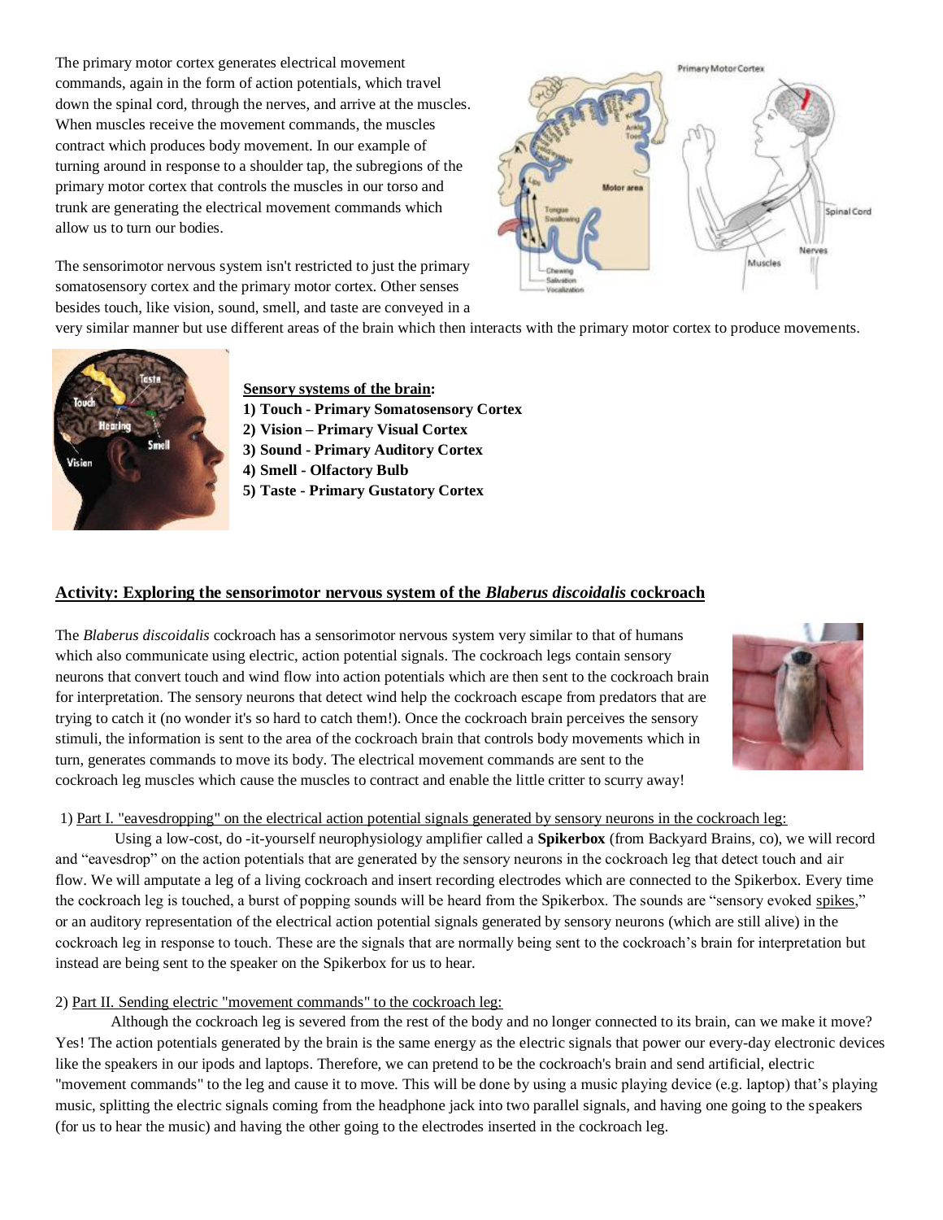The primary motor cortex generates electrical movement commands, again in the form of action potentials, which travel down the spinal cord, through the nerves, and arrive at the muscles. When muscles receive the movement commands, the muscles contract which produces body movement. In our example of turning around in response to a shoulder tap, the subregions of the primary motor cortex that controls the muscles in our torso and trunk are generating the electrical movement commands which allow us to turn our bodies.

The sensorimotor nervous system isn't restricted to just the primary somatosensory cortex and the primary motor cortex. Other senses besides touch, like vision, sound, smell, and taste are conveyed in a very similar manner but use different areas of the brain which then interacts with the primary motor cortex to produce movements.

<u>**Sensory systems of the brain:**</u>

**1) Touch - Primary Somatosensory Cortex**
**2) Vision – Primary Visual Cortex**
**3) Sound - Primary Auditory Cortex**
**4) Smell - Olfactory Bulb**
**5) Taste - Primary Gustatory Cortex**

## Activity: Exploring the sensorimotor nervous system of the *Blaberus discoidalis* cockroach

The *Blaberus discoidalis* cockroach has a sensorimotor nervous system very similar to that of humans which also communicate using electric, action potential signals. The cockroach legs contain sensory neurons that convert touch and wind flow into action potentials which are then sent to the cockroach brain for interpretation. The sensory neurons that detect wind help the cockroach escape from predators that are trying to catch it (no wonder it's so hard to catch them!). Once the cockroach brain perceives the sensory stimuli, the information is sent to the area of the cockroach brain that controls body movements which in turn, generates commands to move its body. The electrical movement commands are sent to the cockroach leg muscles which cause the muscles to contract and enable the little critter to scurry away!

1) <u>Part I. "eavesdropping" on the electrical action potential signals generated by sensory neurons in the cockroach leg:</u>

Using a low-cost, do -it-yourself neurophysiology amplifier called a **Spikerbox** (from Backyard Brains, co), we will record and "eavesdrop" on the action potentials that are generated by the sensory neurons in the cockroach leg that detect touch and air flow. We will amputate a leg of a living cockroach and insert recording electrodes which are connected to the Spikerbox. Every time the cockroach leg is touched, a burst of popping sounds will be heard from the Spikerbox. The sounds are "sensory evoked <u>spikes</u>," or an auditory representation of the electrical action potential signals generated by sensory neurons (which are still alive) in the cockroach leg in response to touch. These are the signals that are normally being sent to the cockroach's brain for interpretation but instead are being sent to the speaker on the Spikerbox for us to hear.

2) <u>Part II. Sending electric "movement commands" to the cockroach leg:</u>

Although the cockroach leg is severed from the rest of the body and no longer connected to its brain, can we make it move? Yes! The action potentials generated by the brain is the same energy as the electric signals that power our every-day electronic devices like the speakers in our ipods and laptops. Therefore, we can pretend to be the cockroach's brain and send artificial, electric "movement commands" to the leg and cause it to move. This will be done by using a music playing device (e.g. laptop) that's playing music, splitting the electric signals coming from the headphone jack into two parallel signals, and having one going to the speakers (for us to hear the music) and having the other going to the electrodes inserted in the cockroach leg.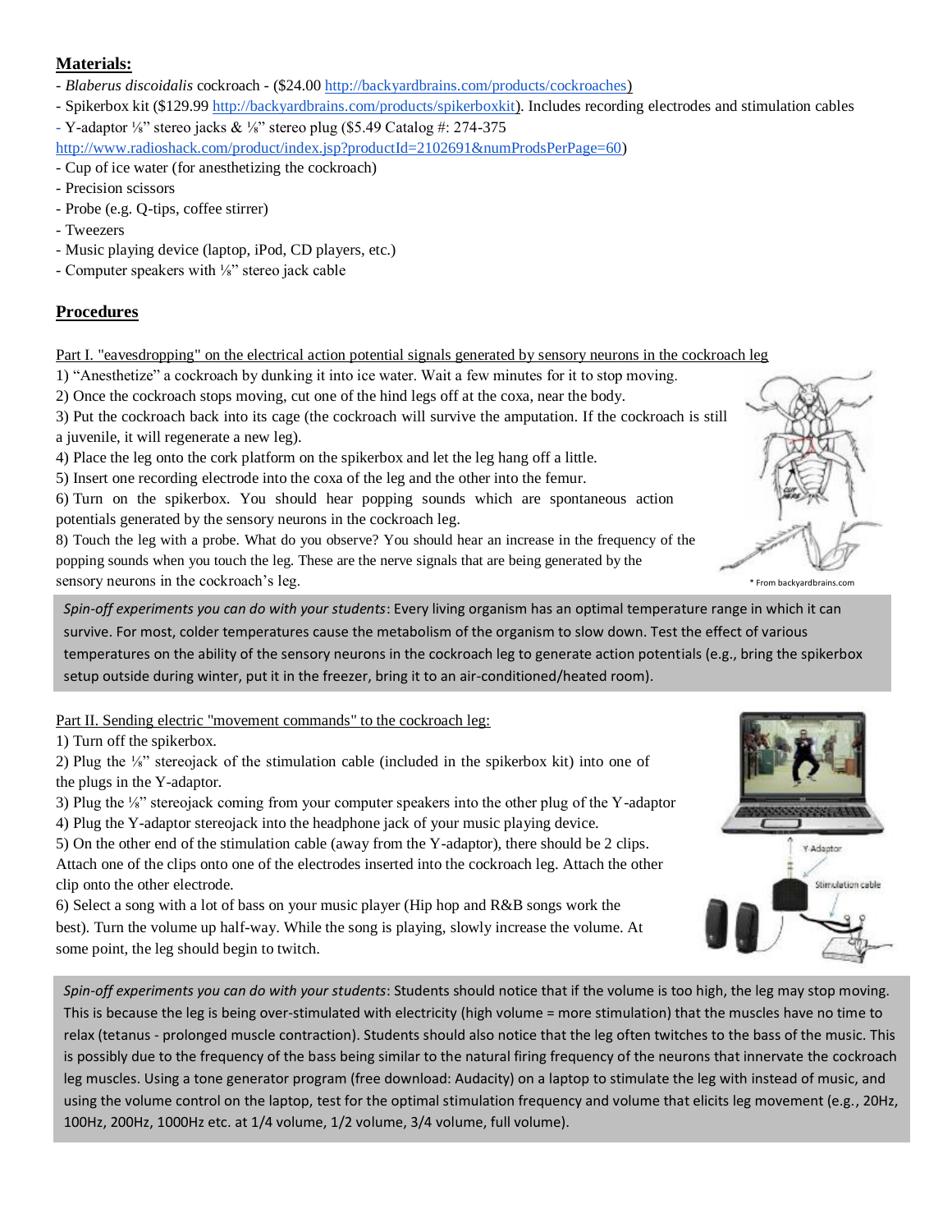## Materials:

- *Blaberus discoidalis* cockroach - ($24.00 http://backyardbrains.com/products/cockroaches)
- Spikerbox kit ($129.99 http://backyardbrains.com/products/spikerboxkit). Includes recording electrodes and stimulation cables
- Y-adaptor ⅛" stereo jacks & ⅛" stereo plug ($5.49 Catalog #: 274-375 http://www.radioshack.com/product/index.jsp?productId=2102691&numProdsPerPage=60)
- Cup of ice water (for anesthetizing the cockroach)
- Precision scissors
- Probe (e.g. Q-tips, coffee stirrer)
- Tweezers
- Music playing device (laptop, iPod, CD players, etc.)
- Computer speakers with ⅛" stereo jack cable

## Procedures

Part I. "eavesdropping" on the electrical action potential signals generated by sensory neurons in the cockroach leg

1) "Anesthetize" a cockroach by dunking it into ice water. Wait a few minutes for it to stop moving.
2) Once the cockroach stops moving, cut one of the hind legs off at the coxa, near the body.
3) Put the cockroach back into its cage (the cockroach will survive the amputation. If the cockroach is still a juvenile, it will regenerate a new leg).
4) Place the leg onto the cork platform on the spikerbox and let the leg hang off a little.
5) Insert one recording electrode into the coxa of the leg and the other into the femur.
6) Turn on the spikerbox. You should hear popping sounds which are spontaneous action potentials generated by the sensory neurons in the cockroach leg.
8) Touch the leg with a probe. What do you observe? You should hear an increase in the frequency of the popping sounds when you touch the leg. These are the nerve signals that are being generated by the sensory neurons in the cockroach's leg.

\* From backyardbrains.com

*Spin-off experiments you can do with your students*: Every living organism has an optimal temperature range in which it can survive. For most, colder temperatures cause the metabolism of the organism to slow down. Test the effect of various temperatures on the ability of the sensory neurons in the cockroach leg to generate action potentials (e.g., bring the spikerbox setup outside during winter, put it in the freezer, bring it to an air-conditioned/heated room).

Part II. Sending electric "movement commands" to the cockroach leg:

1) Turn off the spikerbox.
2) Plug the ⅛" stereojack of the stimulation cable (included in the spikerbox kit) into one of the plugs in the Y-adaptor.
3) Plug the ⅛" stereojack coming from your computer speakers into the other plug of the Y-adaptor
4) Plug the Y-adaptor stereojack into the headphone jack of your music playing device.
5) On the other end of the stimulation cable (away from the Y-adaptor), there should be 2 clips. Attach one of the clips onto one of the electrodes inserted into the cockroach leg. Attach the other clip onto the other electrode.
6) Select a song with a lot of bass on your music player (Hip hop and R&B songs work the best). Turn the volume up half-way. While the song is playing, slowly increase the volume. At some point, the leg should begin to twitch.

*Spin-off experiments you can do with your students*: Students should notice that if the volume is too high, the leg may stop moving. This is because the leg is being over-stimulated with electricity (high volume = more stimulation) that the muscles have no time to relax (tetanus - prolonged muscle contraction). Students should also notice that the leg often twitches to the bass of the music. This is possibly due to the frequency of the bass being similar to the natural firing frequency of the neurons that innervate the cockroach leg muscles. Using a tone generator program (free download: Audacity) on a laptop to stimulate the leg with instead of music, and using the volume control on the laptop, test for the optimal stimulation frequency and volume that elicits leg movement (e.g., 20Hz, 100Hz, 200Hz, 1000Hz etc. at 1/4 volume, 1/2 volume, 3/4 volume, full volume).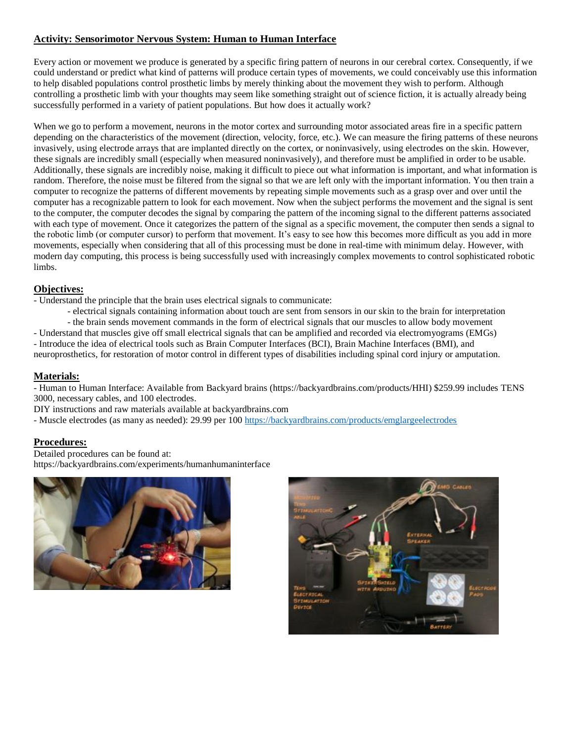## **Activity: Sensorimotor Nervous System: Human to Human Interface**

Every action or movement we produce is generated by a specific firing pattern of neurons in our cerebral cortex. Consequently, if we could understand or predict what kind of patterns will produce certain types of movements, we could conceivably use this information to help disabled populations control prosthetic limbs by merely thinking about the movement they wish to perform. Although controlling a prosthetic limb with your thoughts may seem like something straight out of science fiction, it is actually already being successfully performed in a variety of patient populations. But how does it actually work?

When we go to perform a movement, neurons in the motor cortex and surrounding motor associated areas fire in a specific pattern depending on the characteristics of the movement (direction, velocity, force, etc.). We can measure the firing patterns of these neurons invasively, using electrode arrays that are implanted directly on the cortex, or noninvasively, using electrodes on the skin. However, these signals are incredibly small (especially when measured noninvasively), and therefore must be amplified in order to be usable. Additionally, these signals are incredibly noise, making it difficult to piece out what information is important, and what information is random. Therefore, the noise must be filtered from the signal so that we are left only with the important information. You then train a computer to recognize the patterns of different movements by repeating simple movements such as a grasp over and over until the computer has a recognizable pattern to look for each movement. Now when the subject performs the movement and the signal is sent to the computer, the computer decodes the signal by comparing the pattern of the incoming signal to the different patterns associated with each type of movement. Once it categorizes the pattern of the signal as a specific movement, the computer then sends a signal to the robotic limb (or computer cursor) to perform that movement. It's easy to see how this becomes more difficult as you add in more movements, especially when considering that all of this processing must be done in real-time with minimum delay. However, with modern day computing, this process is being successfully used with increasingly complex movements to control sophisticated robotic limbs.

### **Objectives:**

- Understand the principle that the brain uses electrical signals to communicate:
    - electrical signals containing information about touch are sent from sensors in our skin to the brain for interpretation
    - the brain sends movement commands in the form of electrical signals that our muscles to allow body movement
- Understand that muscles give off small electrical signals that can be amplified and recorded via electromyograms (EMGs)
- Introduce the idea of electrical tools such as Brain Computer Interfaces (BCI), Brain Machine Interfaces (BMI), and neuroprosthetics, for restoration of motor control in different types of disabilities including spinal cord injury or amputation.

### **Materials:**

- Human to Human Interface: Available from Backyard brains (https://backyardbrains.com/products/HHI) $259.99 includes TENS 3000, necessary cables, and 100 electrodes.

DIY instructions and raw materials available at backyardbrains.com

- Muscle electrodes (as many as needed): 29.99 per 100 https://backyardbrains.com/products/emglargeelectrodes

### **Procedures:**

Detailed procedures can be found at:
https://backyardbrains.com/experiments/humanhumaninterface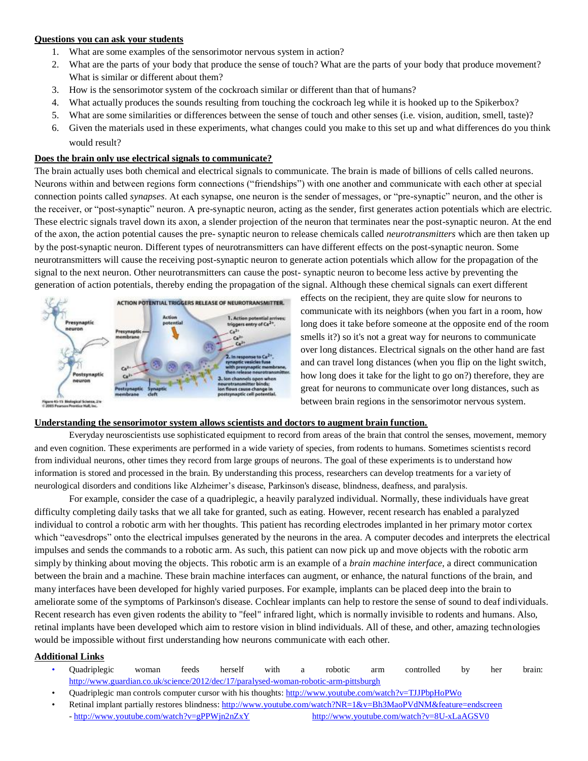**Questions you can ask your students**

1. What are some examples of the sensorimotor nervous system in action?
2. What are the parts of your body that produce the sense of touch? What are the parts of your body that produce movement? What is similar or different about them?
3. How is the sensorimotor system of the cockroach similar or different than that of humans?
4. What actually produces the sounds resulting from touching the cockroach leg while it is hooked up to the Spikerbox?
5. What are some similarities or differences between the sense of touch and other senses (i.e. vision, audition, smell, taste)?
6. Given the materials used in these experiments, what changes could you make to this set up and what differences do you think would result?

**Does the brain only use electrical signals to communicate?**

The brain actually uses both chemical and electrical signals to communicate. The brain is made of billions of cells called neurons. Neurons within and between regions form connections ("friendships") with one another and communicate with each other at special connection points called *synapses*. At each synapse, one neuron is the sender of messages, or "pre-synaptic" neuron, and the other is the receiver, or "post-synaptic" neuron. A pre-synaptic neuron, acting as the sender, first generates action potentials which are electric. These electric signals travel down its axon, a slender projection of the neuron that terminates near the post-synaptic neuron. At the end of the axon, the action potential causes the pre- synaptic neuron to release chemicals called *neurotransmitters* which are then taken up by the post-synaptic neuron. Different types of neurotransmitters can have different effects on the post-synaptic neuron. Some neurotransmitters will cause the receiving post-synaptic neuron to generate action potentials which allow for the propagation of the signal to the next neuron. Other neurotransmitters can cause the post- synaptic neuron to become less active by preventing the generation of action potentials, thereby ending the propagation of the signal. Although these chemical signals can exert different effects on the recipient, they are quite slow for neurons to communicate with its neighbors (when you fart in a room, how long does it take before someone at the opposite end of the room smells it?) so it's not a great way for neurons to communicate over long distances. Electrical signals on the other hand are fast and can travel long distances (when you flip on the light switch, how long does it take for the light to go on?) therefore, they are great for neurons to communicate over long distances, such as between brain regions in the sensorimotor nervous system.

ACTION POTENTIAL TRIGGERS RELEASE OF NEUROTRANSMITTER.

Presynaptic neuron

Postsynaptic neuron

Presynaptic membrane

Action potential

1. Action potential arrives; triggers entry of $Ca^{2+}$.

2. In response to $Ca^{2+}$, synaptic vesicles fuse with presynaptic membrane, then release neurotransmitter.

3. Ion channels open when neurotransmitter binds; ion flows cause change in postsynaptic cell potential.

Postsynaptic membrane

Synaptic cleft

Figure 45-15 Biological Science, 2/e © 2005 Pearson Prentice Hall, Inc.

**Understanding the sensorimotor system allows scientists and doctors to augment brain function.**

Everyday neuroscientists use sophisticated equipment to record from areas of the brain that control the senses, movement, memory and even cognition. These experiments are performed in a wide variety of species, from rodents to humans. Sometimes scientists record from individual neurons, other times they record from large groups of neurons. The goal of these experiments is to understand how information is stored and processed in the brain. By understanding this process, researchers can develop treatments for a variety of neurological disorders and conditions like Alzheimer's disease, Parkinson's disease, blindness, deafness, and paralysis.

For example, consider the case of a quadriplegic, a heavily paralyzed individual. Normally, these individuals have great difficulty completing daily tasks that we all take for granted, such as eating. However, recent research has enabled a paralyzed individual to control a robotic arm with her thoughts. This patient has recording electrodes implanted in her primary motor cortex which "eavesdrops" onto the electrical impulses generated by the neurons in the area. A computer decodes and interprets the electrical impulses and sends the commands to a robotic arm. As such, this patient can now pick up and move objects with the robotic arm simply by thinking about moving the objects. This robotic arm is an example of a *brain machine interface*, a direct communication between the brain and a machine. These brain machine interfaces can augment, or enhance, the natural functions of the brain, and many interfaces have been developed for highly varied purposes. For example, implants can be placed deep into the brain to ameliorate some of the symptoms of Parkinson's disease. Cochlear implants can help to restore the sense of sound to deaf individuals. Recent research has even given rodents the ability to "feel" infrared light, which is normally invisible to rodents and humans. Also, retinal implants have been developed which aim to restore vision in blind individuals. All of these, and other, amazing technologies would be impossible without first understanding how neurons communicate with each other.

**Additional Links**

- Quadriplegic woman feeds herself with a robotic arm controlled by her brain: http://www.guardian.co.uk/science/2012/dec/17/paralysed-woman-robotic-arm-pittsburgh
- Quadriplegic man controls computer cursor with his thoughts: http://www.youtube.com/watch?v=TJJPbpHoPWo
- Retinal implant partially restores blindness: http://www.youtube.com/watch?NR=1&v=Bh3MaoPVdNM&feature=endscreen - http://www.youtube.com/watch?v=gPPWjn2nZxY http://www.youtube.com/watch?v=8U-xLaAGSV0